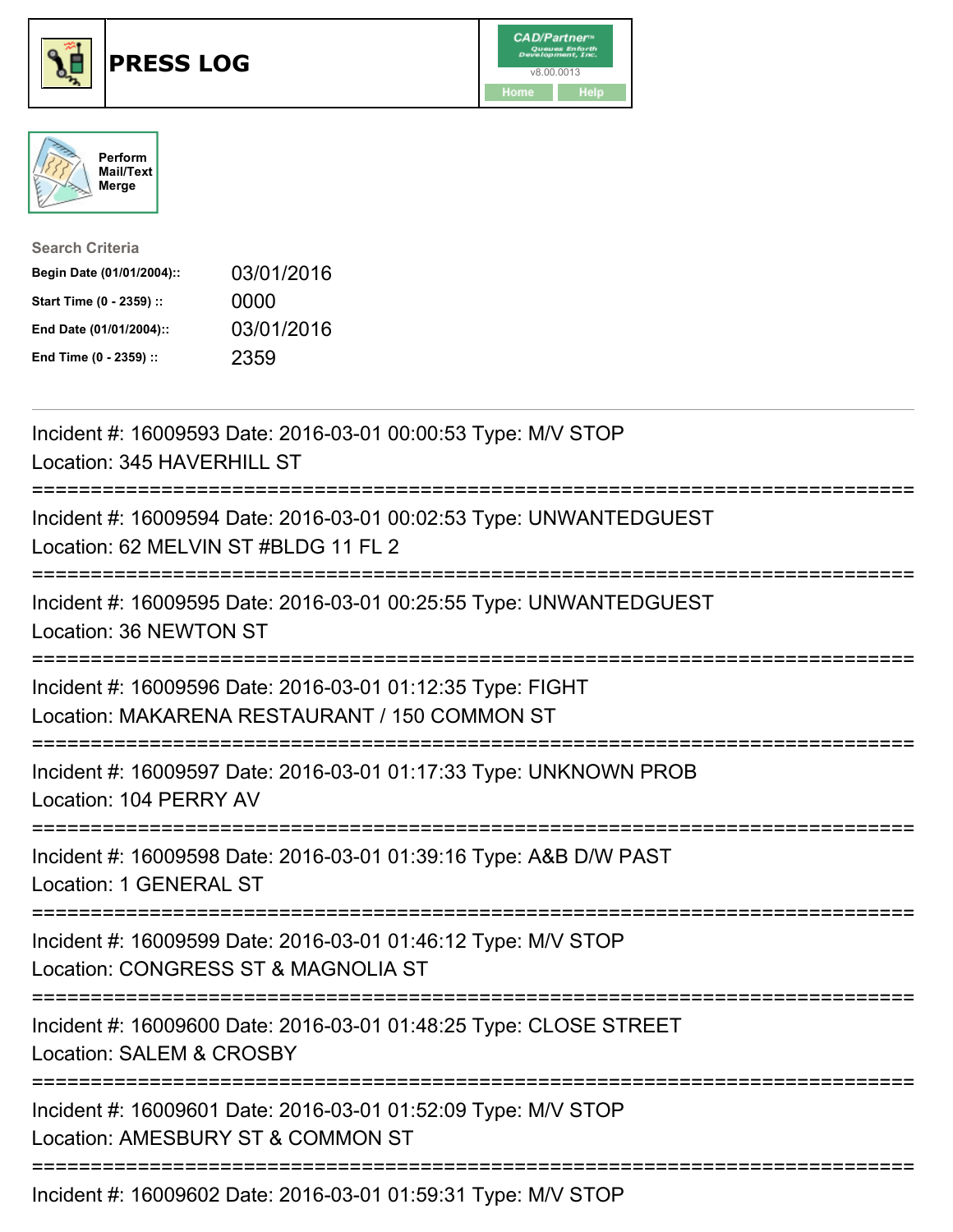# PRESS LOG

CAD/Partner™ v8.00.0013

Home Help

Perform Mail/Text Merge

**Search Criteria**

| | |
|---|---|
| **Begin Date (01/01/2004)::** | 03/01/2016 |
| **Start Time (0 - 2359) ::** | 0000 |
| **End Date (01/01/2004)::** | 03/01/2016 |
| **End Time (0 - 2359) ::** | 2359 |

---

Incident #: 16009593 Date: 2016-03-01 00:00:53 Type: M/V STOP
Location: 345 HAVERHILL ST

===========================================================================

Incident #: 16009594 Date: 2016-03-01 00:02:53 Type: UNWANTEDGUEST
Location: 62 MELVIN ST #BLDG 11 FL 2

===========================================================================

Incident #: 16009595 Date: 2016-03-01 00:25:55 Type: UNWANTEDGUEST
Location: 36 NEWTON ST

===========================================================================

Incident #: 16009596 Date: 2016-03-01 01:12:35 Type: FIGHT
Location: MAKARENA RESTAURANT / 150 COMMON ST

===========================================================================

Incident #: 16009597 Date: 2016-03-01 01:17:33 Type: UNKNOWN PROB
Location: 104 PERRY AV

===========================================================================

Incident #: 16009598 Date: 2016-03-01 01:39:16 Type: A&B D/W PAST
Location: 1 GENERAL ST

===========================================================================

Incident #: 16009599 Date: 2016-03-01 01:46:12 Type: M/V STOP
Location: CONGRESS ST & MAGNOLIA ST

===========================================================================

Incident #: 16009600 Date: 2016-03-01 01:48:25 Type: CLOSE STREET
Location: SALEM & CROSBY

===========================================================================

Incident #: 16009601 Date: 2016-03-01 01:52:09 Type: M/V STOP
Location: AMESBURY ST & COMMON ST

===========================================================================

Incident #: 16009602 Date: 2016-03-01 01:59:31 Type: M/V STOP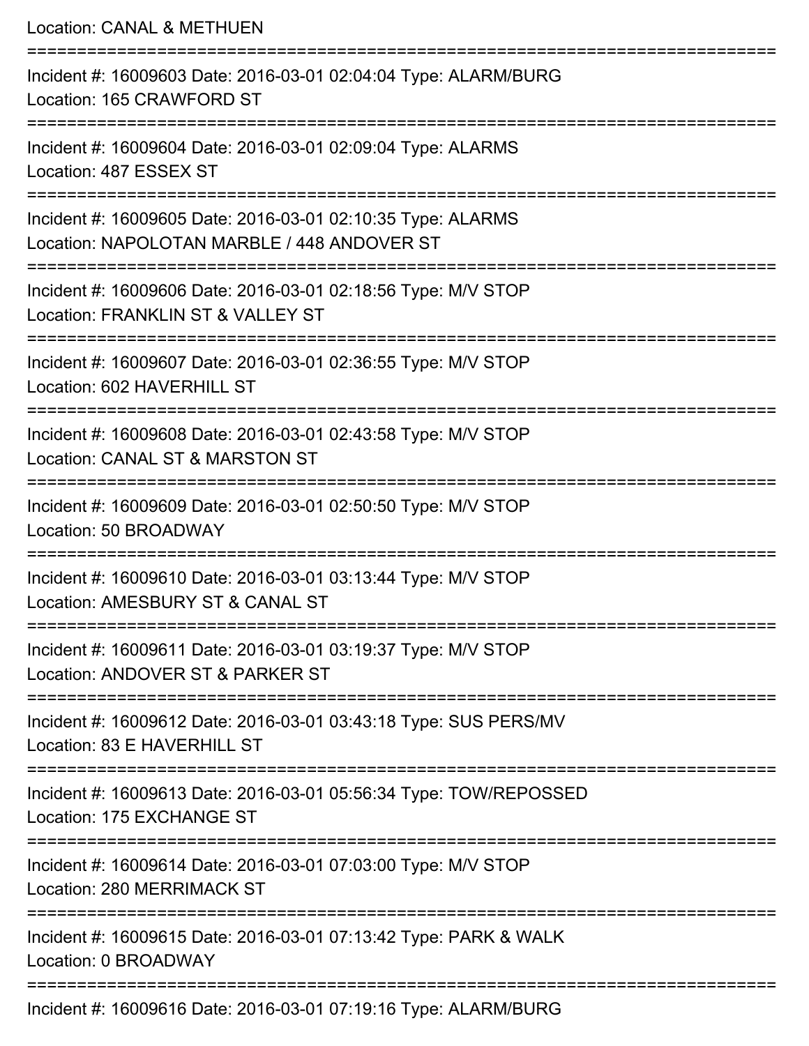Location: CANAL & METHUEN

===========================================================================

Incident #: 16009603 Date: 2016-03-01 02:04:04 Type: ALARM/BURG
Location: 165 CRAWFORD ST

===========================================================================

Incident #: 16009604 Date: 2016-03-01 02:09:04 Type: ALARMS
Location: 487 ESSEX ST

===========================================================================

Incident #: 16009605 Date: 2016-03-01 02:10:35 Type: ALARMS
Location: NAPOLOTAN MARBLE / 448 ANDOVER ST

===========================================================================

Incident #: 16009606 Date: 2016-03-01 02:18:56 Type: M/V STOP
Location: FRANKLIN ST & VALLEY ST

===========================================================================

Incident #: 16009607 Date: 2016-03-01 02:36:55 Type: M/V STOP
Location: 602 HAVERHILL ST

===========================================================================

Incident #: 16009608 Date: 2016-03-01 02:43:58 Type: M/V STOP
Location: CANAL ST & MARSTON ST

===========================================================================

Incident #: 16009609 Date: 2016-03-01 02:50:50 Type: M/V STOP
Location: 50 BROADWAY

===========================================================================

Incident #: 16009610 Date: 2016-03-01 03:13:44 Type: M/V STOP
Location: AMESBURY ST & CANAL ST

===========================================================================

Incident #: 16009611 Date: 2016-03-01 03:19:37 Type: M/V STOP
Location: ANDOVER ST & PARKER ST

===========================================================================

Incident #: 16009612 Date: 2016-03-01 03:43:18 Type: SUS PERS/MV
Location: 83 E HAVERHILL ST

===========================================================================

Incident #: 16009613 Date: 2016-03-01 05:56:34 Type: TOW/REPOSSED
Location: 175 EXCHANGE ST

===========================================================================

Incident #: 16009614 Date: 2016-03-01 07:03:00 Type: M/V STOP
Location: 280 MERRIMACK ST

===========================================================================

Incident #: 16009615 Date: 2016-03-01 07:13:42 Type: PARK & WALK
Location: 0 BROADWAY

===========================================================================

Incident #: 16009616 Date: 2016-03-01 07:19:16 Type: ALARM/BURG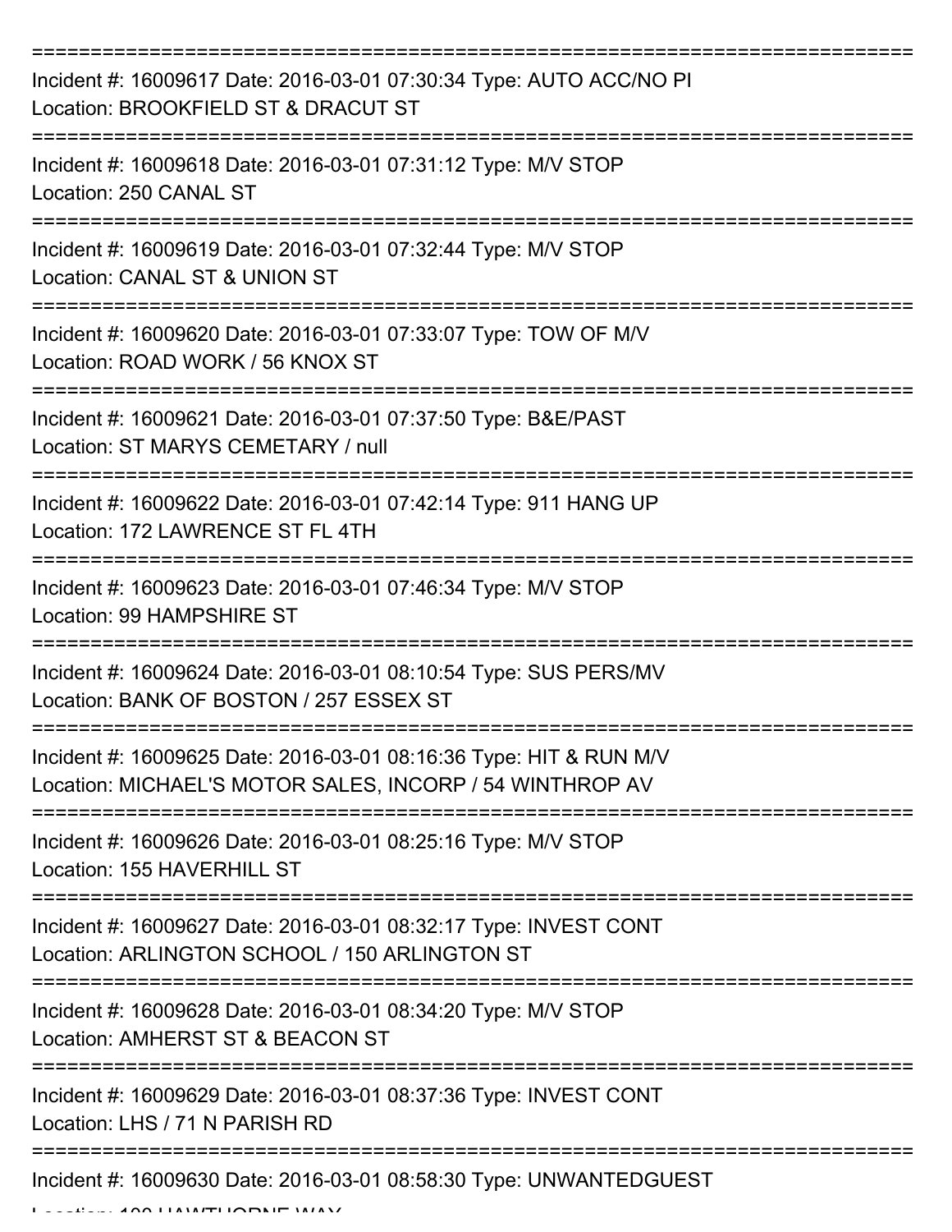Incident #: 16009617 Date: 2016-03-01 07:30:34 Type: AUTO ACC/NO PI
Location: BROOKFIELD ST & DRACUT ST

Incident #: 16009618 Date: 2016-03-01 07:31:12 Type: M/V STOP
Location: 250 CANAL ST

Incident #: 16009619 Date: 2016-03-01 07:32:44 Type: M/V STOP
Location: CANAL ST & UNION ST

Incident #: 16009620 Date: 2016-03-01 07:33:07 Type: TOW OF M/V
Location: ROAD WORK / 56 KNOX ST

Incident #: 16009621 Date: 2016-03-01 07:37:50 Type: B&E/PAST
Location: ST MARYS CEMETARY / null

Incident #: 16009622 Date: 2016-03-01 07:42:14 Type: 911 HANG UP
Location: 172 LAWRENCE ST FL 4TH

Incident #: 16009623 Date: 2016-03-01 07:46:34 Type: M/V STOP
Location: 99 HAMPSHIRE ST

Incident #: 16009624 Date: 2016-03-01 08:10:54 Type: SUS PERS/MV
Location: BANK OF BOSTON / 257 ESSEX ST

Incident #: 16009625 Date: 2016-03-01 08:16:36 Type: HIT & RUN M/V
Location: MICHAEL'S MOTOR SALES, INCORP / 54 WINTHROP AV

Incident #: 16009626 Date: 2016-03-01 08:25:16 Type: M/V STOP
Location: 155 HAVERHILL ST

Incident #: 16009627 Date: 2016-03-01 08:32:17 Type: INVEST CONT
Location: ARLINGTON SCHOOL / 150 ARLINGTON ST

Incident #: 16009628 Date: 2016-03-01 08:34:20 Type: M/V STOP
Location: AMHERST ST & BEACON ST

Incident #: 16009629 Date: 2016-03-01 08:37:36 Type: INVEST CONT
Location: LHS / 71 N PARISH RD

Incident #: 16009630 Date: 2016-03-01 08:58:30 Type: UNWANTEDGUEST
Location: 100 HAWTHORNE WAY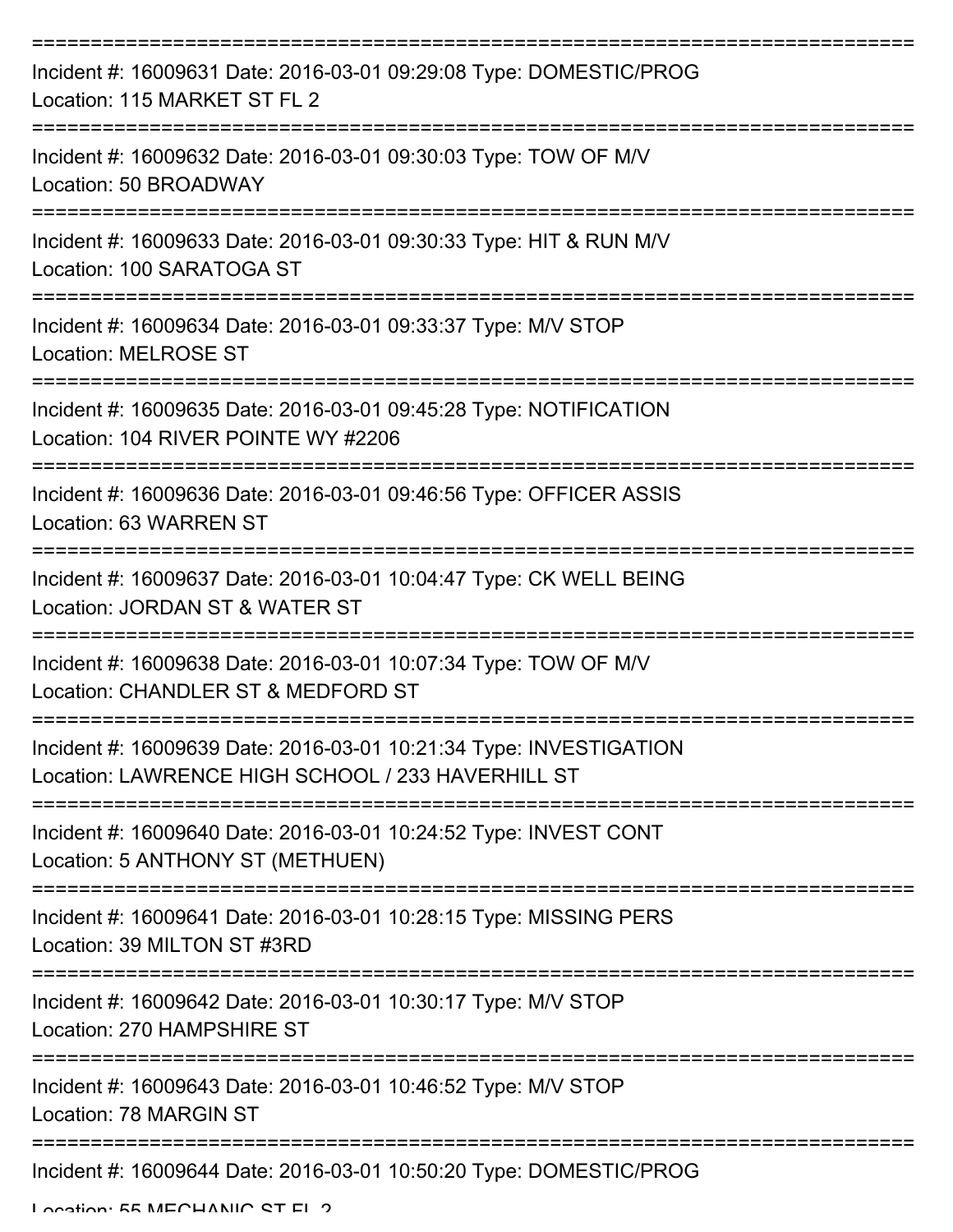===========================================================================

Incident #: 16009631 Date: 2016-03-01 09:29:08 Type: DOMESTIC/PROG
Location: 115 MARKET ST FL 2

===========================================================================

Incident #: 16009632 Date: 2016-03-01 09:30:03 Type: TOW OF M/V
Location: 50 BROADWAY

===========================================================================

Incident #: 16009633 Date: 2016-03-01 09:30:33 Type: HIT & RUN M/V
Location: 100 SARATOGA ST

===========================================================================

Incident #: 16009634 Date: 2016-03-01 09:33:37 Type: M/V STOP
Location: MELROSE ST

===========================================================================

Incident #: 16009635 Date: 2016-03-01 09:45:28 Type: NOTIFICATION
Location: 104 RIVER POINTE WY #2206

===========================================================================

Incident #: 16009636 Date: 2016-03-01 09:46:56 Type: OFFICER ASSIS
Location: 63 WARREN ST

===========================================================================

Incident #: 16009637 Date: 2016-03-01 10:04:47 Type: CK WELL BEING
Location: JORDAN ST & WATER ST

===========================================================================

Incident #: 16009638 Date: 2016-03-01 10:07:34 Type: TOW OF M/V
Location: CHANDLER ST & MEDFORD ST

===========================================================================

Incident #: 16009639 Date: 2016-03-01 10:21:34 Type: INVESTIGATION
Location: LAWRENCE HIGH SCHOOL / 233 HAVERHILL ST

===========================================================================

Incident #: 16009640 Date: 2016-03-01 10:24:52 Type: INVEST CONT
Location: 5 ANTHONY ST (METHUEN)

===========================================================================

Incident #: 16009641 Date: 2016-03-01 10:28:15 Type: MISSING PERS
Location: 39 MILTON ST #3RD

===========================================================================

Incident #: 16009642 Date: 2016-03-01 10:30:17 Type: M/V STOP
Location: 270 HAMPSHIRE ST

===========================================================================

Incident #: 16009643 Date: 2016-03-01 10:46:52 Type: M/V STOP
Location: 78 MARGIN ST

===========================================================================

Incident #: 16009644 Date: 2016-03-01 10:50:20 Type: DOMESTIC/PROG
Location: 55 MECHANIC ST FL 2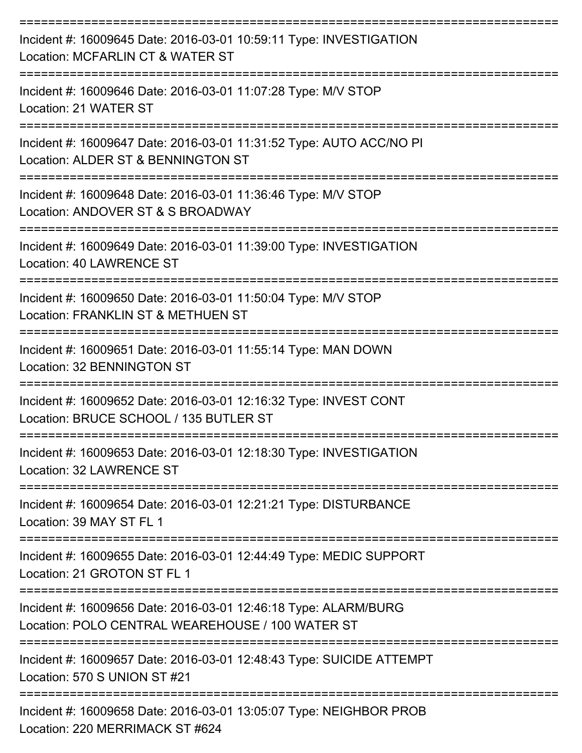===========================================================================
Incident #: 16009645 Date: 2016-03-01 10:59:11 Type: INVESTIGATION
Location: MCFARLIN CT & WATER ST
===========================================================================
Incident #: 16009646 Date: 2016-03-01 11:07:28 Type: M/V STOP
Location: 21 WATER ST
===========================================================================
Incident #: 16009647 Date: 2016-03-01 11:31:52 Type: AUTO ACC/NO PI
Location: ALDER ST & BENNINGTON ST
===========================================================================
Incident #: 16009648 Date: 2016-03-01 11:36:46 Type: M/V STOP
Location: ANDOVER ST & S BROADWAY
===========================================================================
Incident #: 16009649 Date: 2016-03-01 11:39:00 Type: INVESTIGATION
Location: 40 LAWRENCE ST
===========================================================================
Incident #: 16009650 Date: 2016-03-01 11:50:04 Type: M/V STOP
Location: FRANKLIN ST & METHUEN ST
===========================================================================
Incident #: 16009651 Date: 2016-03-01 11:55:14 Type: MAN DOWN
Location: 32 BENNINGTON ST
===========================================================================
Incident #: 16009652 Date: 2016-03-01 12:16:32 Type: INVEST CONT
Location: BRUCE SCHOOL / 135 BUTLER ST
===========================================================================
Incident #: 16009653 Date: 2016-03-01 12:18:30 Type: INVESTIGATION
Location: 32 LAWRENCE ST
===========================================================================
Incident #: 16009654 Date: 2016-03-01 12:21:21 Type: DISTURBANCE
Location: 39 MAY ST FL 1
===========================================================================
Incident #: 16009655 Date: 2016-03-01 12:44:49 Type: MEDIC SUPPORT
Location: 21 GROTON ST FL 1
===========================================================================
Incident #: 16009656 Date: 2016-03-01 12:46:18 Type: ALARM/BURG
Location: POLO CENTRAL WEAREHOUSE / 100 WATER ST
===========================================================================
Incident #: 16009657 Date: 2016-03-01 12:48:43 Type: SUICIDE ATTEMPT
Location: 570 S UNION ST #21
===========================================================================
Incident #: 16009658 Date: 2016-03-01 13:05:07 Type: NEIGHBOR PROB
Location: 220 MERRIMACK ST #624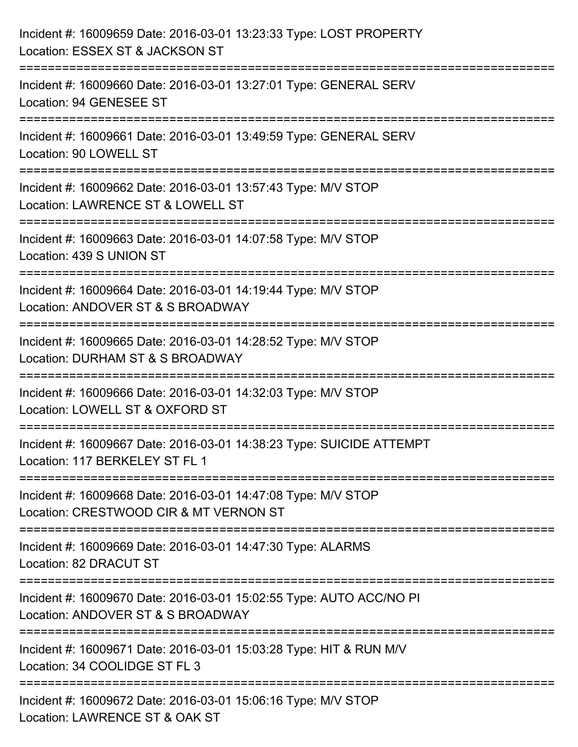Incident #: 16009659 Date: 2016-03-01 13:23:33 Type: LOST PROPERTY
Location: ESSEX ST & JACKSON ST

===========================================================================

Incident #: 16009660 Date: 2016-03-01 13:27:01 Type: GENERAL SERV
Location: 94 GENESEE ST

===========================================================================

Incident #: 16009661 Date: 2016-03-01 13:49:59 Type: GENERAL SERV
Location: 90 LOWELL ST

===========================================================================

Incident #: 16009662 Date: 2016-03-01 13:57:43 Type: M/V STOP
Location: LAWRENCE ST & LOWELL ST

===========================================================================

Incident #: 16009663 Date: 2016-03-01 14:07:58 Type: M/V STOP
Location: 439 S UNION ST

===========================================================================

Incident #: 16009664 Date: 2016-03-01 14:19:44 Type: M/V STOP
Location: ANDOVER ST & S BROADWAY

===========================================================================

Incident #: 16009665 Date: 2016-03-01 14:28:52 Type: M/V STOP
Location: DURHAM ST & S BROADWAY

===========================================================================

Incident #: 16009666 Date: 2016-03-01 14:32:03 Type: M/V STOP
Location: LOWELL ST & OXFORD ST

===========================================================================

Incident #: 16009667 Date: 2016-03-01 14:38:23 Type: SUICIDE ATTEMPT
Location: 117 BERKELEY ST FL 1

===========================================================================

Incident #: 16009668 Date: 2016-03-01 14:47:08 Type: M/V STOP
Location: CRESTWOOD CIR & MT VERNON ST

===========================================================================

Incident #: 16009669 Date: 2016-03-01 14:47:30 Type: ALARMS
Location: 82 DRACUT ST

===========================================================================

Incident #: 16009670 Date: 2016-03-01 15:02:55 Type: AUTO ACC/NO PI
Location: ANDOVER ST & S BROADWAY

===========================================================================

Incident #: 16009671 Date: 2016-03-01 15:03:28 Type: HIT & RUN M/V
Location: 34 COOLIDGE ST FL 3

===========================================================================

Incident #: 16009672 Date: 2016-03-01 15:06:16 Type: M/V STOP
Location: LAWRENCE ST & OAK ST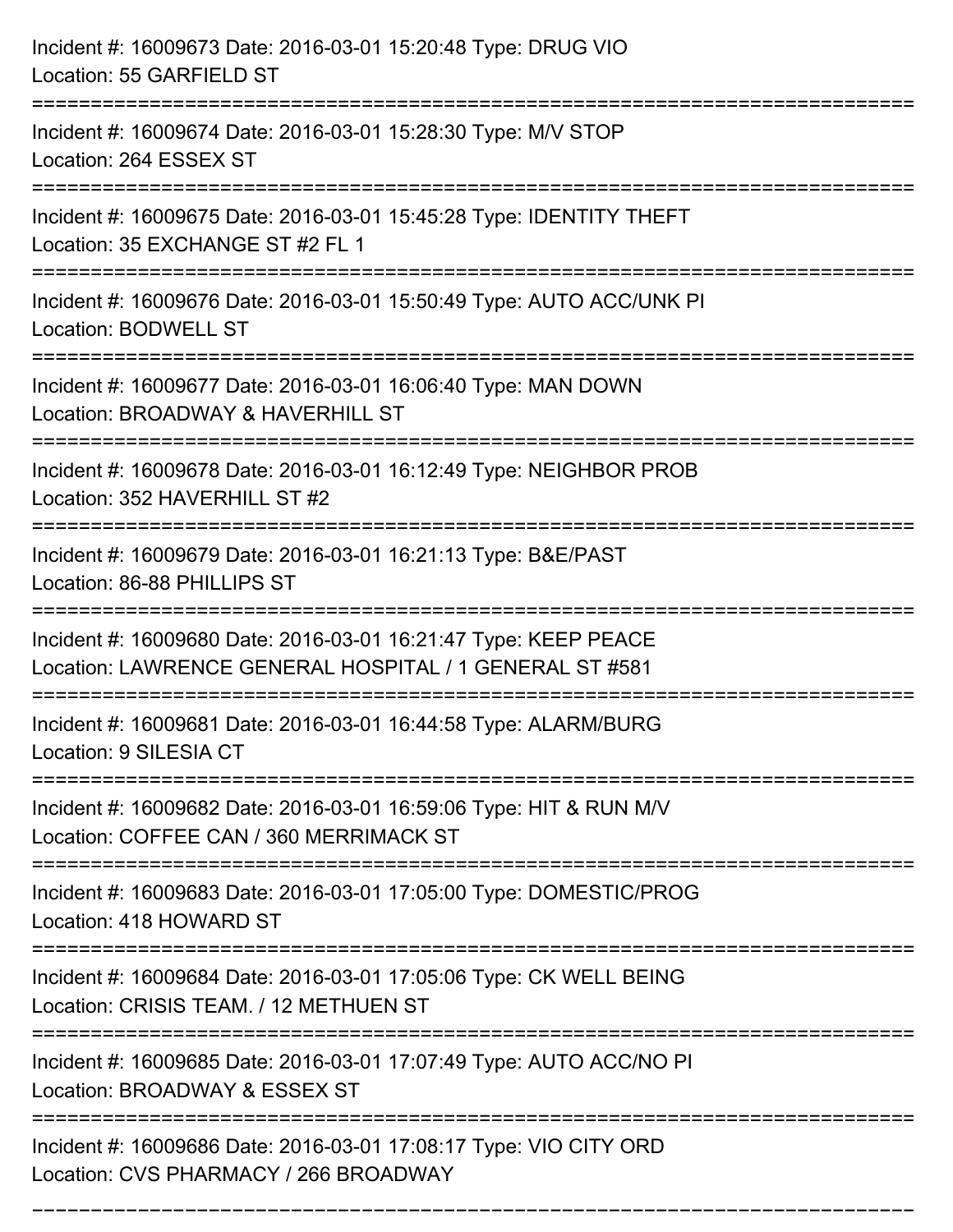Incident #: 16009673 Date: 2016-03-01 15:20:48 Type: DRUG VIO
Location: 55 GARFIELD ST

===========================================================================

Incident #: 16009674 Date: 2016-03-01 15:28:30 Type: M/V STOP
Location: 264 ESSEX ST

===========================================================================

Incident #: 16009675 Date: 2016-03-01 15:45:28 Type: IDENTITY THEFT
Location: 35 EXCHANGE ST #2 FL 1

===========================================================================

Incident #: 16009676 Date: 2016-03-01 15:50:49 Type: AUTO ACC/UNK PI
Location: BODWELL ST

===========================================================================

Incident #: 16009677 Date: 2016-03-01 16:06:40 Type: MAN DOWN
Location: BROADWAY & HAVERHILL ST

===========================================================================

Incident #: 16009678 Date: 2016-03-01 16:12:49 Type: NEIGHBOR PROB
Location: 352 HAVERHILL ST #2

===========================================================================

Incident #: 16009679 Date: 2016-03-01 16:21:13 Type: B&E/PAST
Location: 86-88 PHILLIPS ST

===========================================================================

Incident #: 16009680 Date: 2016-03-01 16:21:47 Type: KEEP PEACE
Location: LAWRENCE GENERAL HOSPITAL / 1 GENERAL ST #581

===========================================================================

Incident #: 16009681 Date: 2016-03-01 16:44:58 Type: ALARM/BURG
Location: 9 SILESIA CT

===========================================================================

Incident #: 16009682 Date: 2016-03-01 16:59:06 Type: HIT & RUN M/V
Location: COFFEE CAN / 360 MERRIMACK ST

===========================================================================

Incident #: 16009683 Date: 2016-03-01 17:05:00 Type: DOMESTIC/PROG
Location: 418 HOWARD ST

===========================================================================

Incident #: 16009684 Date: 2016-03-01 17:05:06 Type: CK WELL BEING
Location: CRISIS TEAM. / 12 METHUEN ST

===========================================================================

Incident #: 16009685 Date: 2016-03-01 17:07:49 Type: AUTO ACC/NO PI
Location: BROADWAY & ESSEX ST

===========================================================================

Incident #: 16009686 Date: 2016-03-01 17:08:17 Type: VIO CITY ORD
Location: CVS PHARMACY / 266 BROADWAY

===========================================================================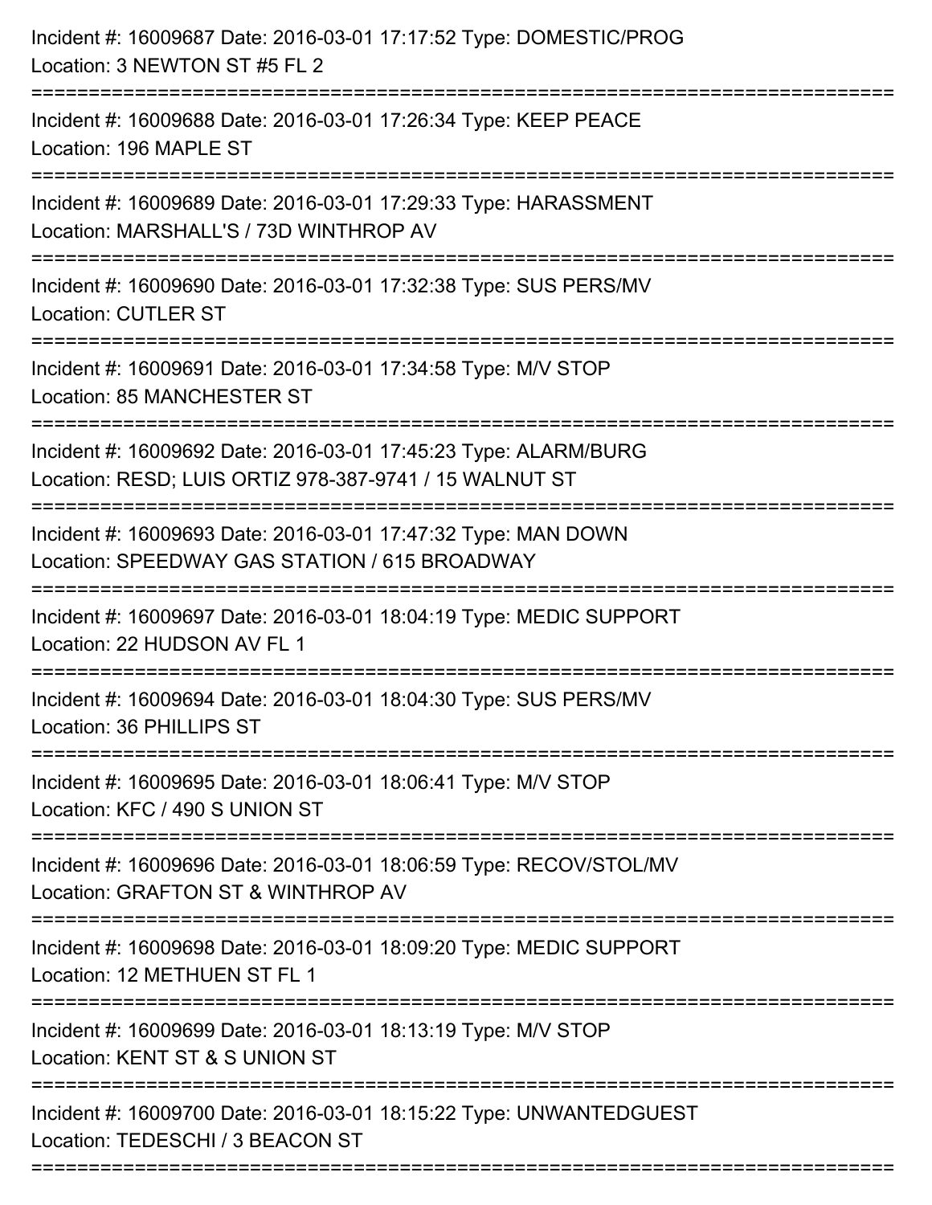Incident #: 16009687 Date: 2016-03-01 17:17:52 Type: DOMESTIC/PROG
Location: 3 NEWTON ST #5 FL 2

===========================================================================

Incident #: 16009688 Date: 2016-03-01 17:26:34 Type: KEEP PEACE
Location: 196 MAPLE ST

===========================================================================

Incident #: 16009689 Date: 2016-03-01 17:29:33 Type: HARASSMENT
Location: MARSHALL'S / 73D WINTHROP AV

===========================================================================

Incident #: 16009690 Date: 2016-03-01 17:32:38 Type: SUS PERS/MV
Location: CUTLER ST

===========================================================================

Incident #: 16009691 Date: 2016-03-01 17:34:58 Type: M/V STOP
Location: 85 MANCHESTER ST

===========================================================================

Incident #: 16009692 Date: 2016-03-01 17:45:23 Type: ALARM/BURG
Location: RESD; LUIS ORTIZ 978-387-9741 / 15 WALNUT ST

===========================================================================

Incident #: 16009693 Date: 2016-03-01 17:47:32 Type: MAN DOWN
Location: SPEEDWAY GAS STATION / 615 BROADWAY

===========================================================================

Incident #: 16009697 Date: 2016-03-01 18:04:19 Type: MEDIC SUPPORT
Location: 22 HUDSON AV FL 1

===========================================================================

Incident #: 16009694 Date: 2016-03-01 18:04:30 Type: SUS PERS/MV
Location: 36 PHILLIPS ST

===========================================================================

Incident #: 16009695 Date: 2016-03-01 18:06:41 Type: M/V STOP
Location: KFC / 490 S UNION ST

===========================================================================

Incident #: 16009696 Date: 2016-03-01 18:06:59 Type: RECOV/STOL/MV
Location: GRAFTON ST & WINTHROP AV

===========================================================================

Incident #: 16009698 Date: 2016-03-01 18:09:20 Type: MEDIC SUPPORT
Location: 12 METHUEN ST FL 1

===========================================================================

Incident #: 16009699 Date: 2016-03-01 18:13:19 Type: M/V STOP
Location: KENT ST & S UNION ST

===========================================================================

Incident #: 16009700 Date: 2016-03-01 18:15:22 Type: UNWANTEDGUEST
Location: TEDESCHI / 3 BEACON ST

===========================================================================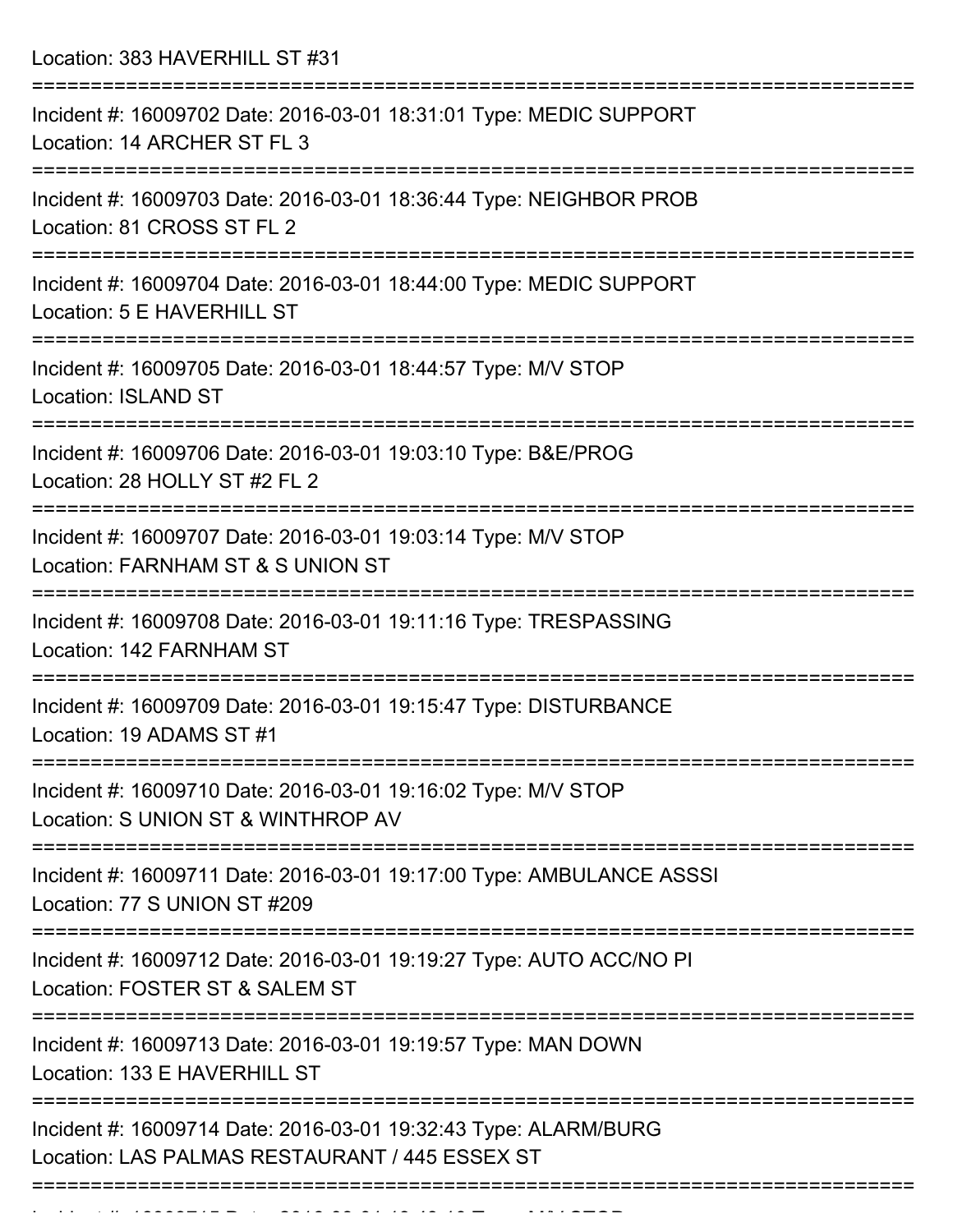Location: 383 HAVERHILL ST #31

===========================================================================

Incident #: 16009702 Date: 2016-03-01 18:31:01 Type: MEDIC SUPPORT
Location: 14 ARCHER ST FL 3

===========================================================================

Incident #: 16009703 Date: 2016-03-01 18:36:44 Type: NEIGHBOR PROB
Location: 81 CROSS ST FL 2

===========================================================================

Incident #: 16009704 Date: 2016-03-01 18:44:00 Type: MEDIC SUPPORT
Location: 5 E HAVERHILL ST

===========================================================================

Incident #: 16009705 Date: 2016-03-01 18:44:57 Type: M/V STOP
Location: ISLAND ST

===========================================================================

Incident #: 16009706 Date: 2016-03-01 19:03:10 Type: B&E/PROG
Location: 28 HOLLY ST #2 FL 2

===========================================================================

Incident #: 16009707 Date: 2016-03-01 19:03:14 Type: M/V STOP
Location: FARNHAM ST & S UNION ST

===========================================================================

Incident #: 16009708 Date: 2016-03-01 19:11:16 Type: TRESPASSING
Location: 142 FARNHAM ST

===========================================================================

Incident #: 16009709 Date: 2016-03-01 19:15:47 Type: DISTURBANCE
Location: 19 ADAMS ST #1

===========================================================================

Incident #: 16009710 Date: 2016-03-01 19:16:02 Type: M/V STOP
Location: S UNION ST & WINTHROP AV

===========================================================================

Incident #: 16009711 Date: 2016-03-01 19:17:00 Type: AMBULANCE ASSSI
Location: 77 S UNION ST #209

===========================================================================

Incident #: 16009712 Date: 2016-03-01 19:19:27 Type: AUTO ACC/NO PI
Location: FOSTER ST & SALEM ST

===========================================================================

Incident #: 16009713 Date: 2016-03-01 19:19:57 Type: MAN DOWN
Location: 133 E HAVERHILL ST

===========================================================================

Incident #: 16009714 Date: 2016-03-01 19:32:43 Type: ALARM/BURG
Location: LAS PALMAS RESTAURANT / 445 ESSEX ST

===========================================================================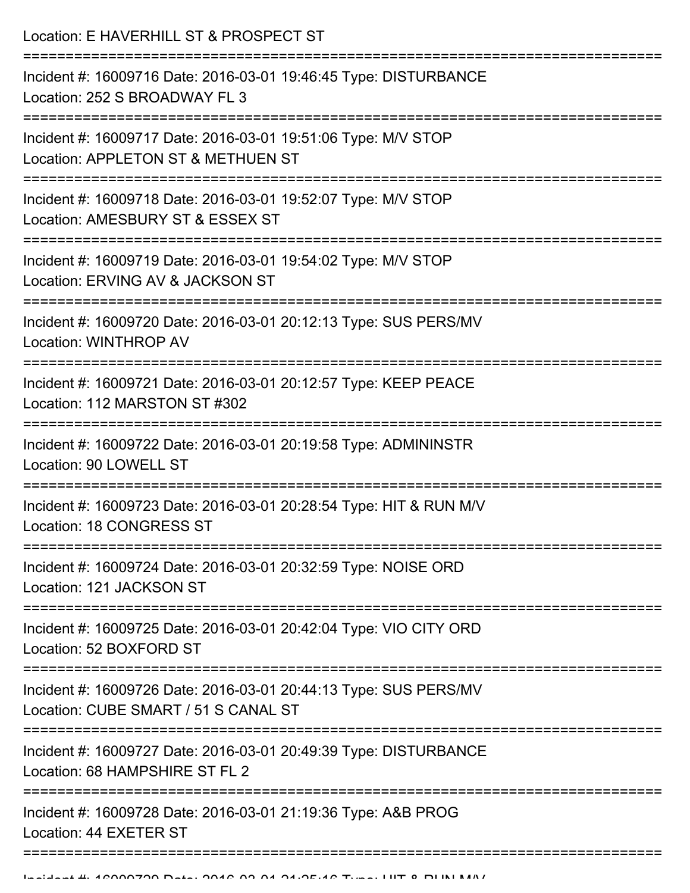Location: E HAVERHILL ST & PROSPECT ST

===========================================================================

Incident #: 16009716 Date: 2016-03-01 19:46:45 Type: DISTURBANCE
Location: 252 S BROADWAY FL 3

===========================================================================

Incident #: 16009717 Date: 2016-03-01 19:51:06 Type: M/V STOP
Location: APPLETON ST & METHUEN ST

===========================================================================

Incident #: 16009718 Date: 2016-03-01 19:52:07 Type: M/V STOP
Location: AMESBURY ST & ESSEX ST

===========================================================================

Incident #: 16009719 Date: 2016-03-01 19:54:02 Type: M/V STOP
Location: ERVING AV & JACKSON ST

===========================================================================

Incident #: 16009720 Date: 2016-03-01 20:12:13 Type: SUS PERS/MV
Location: WINTHROP AV

===========================================================================

Incident #: 16009721 Date: 2016-03-01 20:12:57 Type: KEEP PEACE
Location: 112 MARSTON ST #302

===========================================================================

Incident #: 16009722 Date: 2016-03-01 20:19:58 Type: ADMININSTR
Location: 90 LOWELL ST

===========================================================================

Incident #: 16009723 Date: 2016-03-01 20:28:54 Type: HIT & RUN M/V
Location: 18 CONGRESS ST

===========================================================================

Incident #: 16009724 Date: 2016-03-01 20:32:59 Type: NOISE ORD
Location: 121 JACKSON ST

===========================================================================

Incident #: 16009725 Date: 2016-03-01 20:42:04 Type: VIO CITY ORD
Location: 52 BOXFORD ST

===========================================================================

Incident #: 16009726 Date: 2016-03-01 20:44:13 Type: SUS PERS/MV
Location: CUBE SMART / 51 S CANAL ST

===========================================================================

Incident #: 16009727 Date: 2016-03-01 20:49:39 Type: DISTURBANCE
Location: 68 HAMPSHIRE ST FL 2

===========================================================================

Incident #: 16009728 Date: 2016-03-01 21:19:36 Type: A&B PROG
Location: 44 EXETER ST

===========================================================================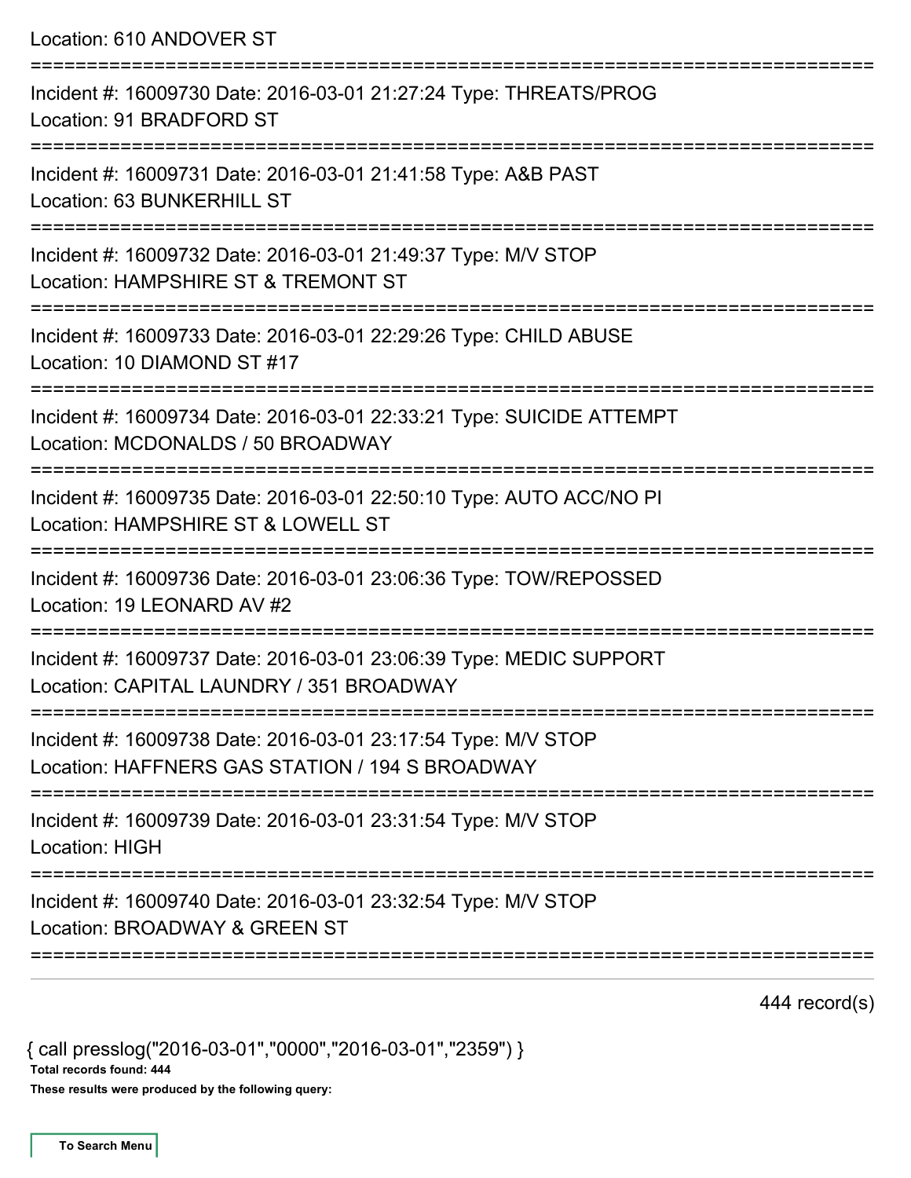Location: 610 ANDOVER ST

===========================================================================

Incident #: 16009730 Date: 2016-03-01 21:27:24 Type: THREATS/PROG
Location: 91 BRADFORD ST

===========================================================================

Incident #: 16009731 Date: 2016-03-01 21:41:58 Type: A&B PAST
Location: 63 BUNKERHILL ST

===========================================================================

Incident #: 16009732 Date: 2016-03-01 21:49:37 Type: M/V STOP
Location: HAMPSHIRE ST & TREMONT ST

===========================================================================

Incident #: 16009733 Date: 2016-03-01 22:29:26 Type: CHILD ABUSE
Location: 10 DIAMOND ST #17

===========================================================================

Incident #: 16009734 Date: 2016-03-01 22:33:21 Type: SUICIDE ATTEMPT
Location: MCDONALDS / 50 BROADWAY

===========================================================================

Incident #: 16009735 Date: 2016-03-01 22:50:10 Type: AUTO ACC/NO PI
Location: HAMPSHIRE ST & LOWELL ST

===========================================================================

Incident #: 16009736 Date: 2016-03-01 23:06:36 Type: TOW/REPOSSED
Location: 19 LEONARD AV #2

===========================================================================

Incident #: 16009737 Date: 2016-03-01 23:06:39 Type: MEDIC SUPPORT
Location: CAPITAL LAUNDRY / 351 BROADWAY

===========================================================================

Incident #: 16009738 Date: 2016-03-01 23:17:54 Type: M/V STOP
Location: HAFFNERS GAS STATION / 194 S BROADWAY

===========================================================================

Incident #: 16009739 Date: 2016-03-01 23:31:54 Type: M/V STOP
Location: HIGH

===========================================================================

Incident #: 16009740 Date: 2016-03-01 23:32:54 Type: M/V STOP
Location: BROADWAY & GREEN ST

===========================================================================

444 record(s)

{ call presslog("2016-03-01","0000","2016-03-01","2359") }

**Total records found: 444**

**These results were produced by the following query:**

To Search Menu